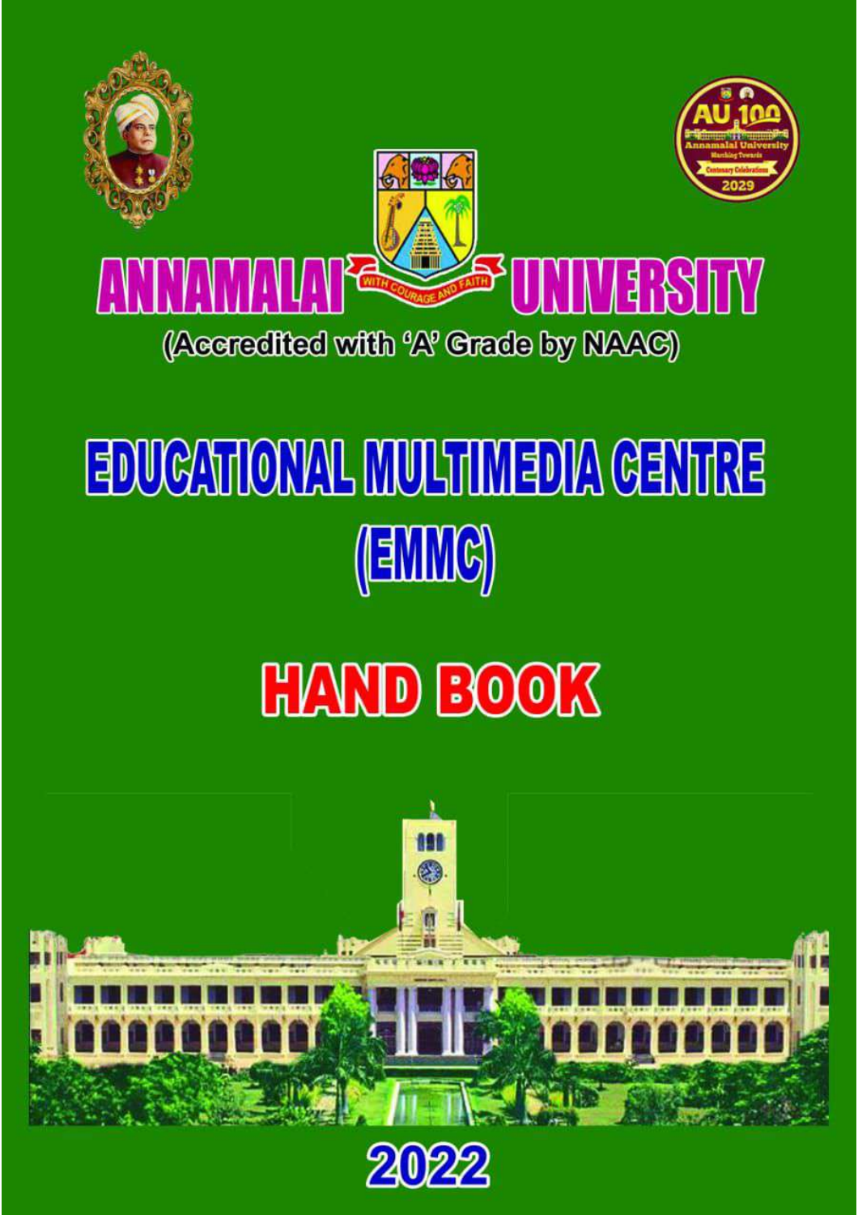# ANNAMALAI UNIVERSITY

(Accredited with 'A' Grade by NAAC)

# EDUCATIONAL MULTIMEDIA CENTRE (EMMC)

# HAND BOOK

2022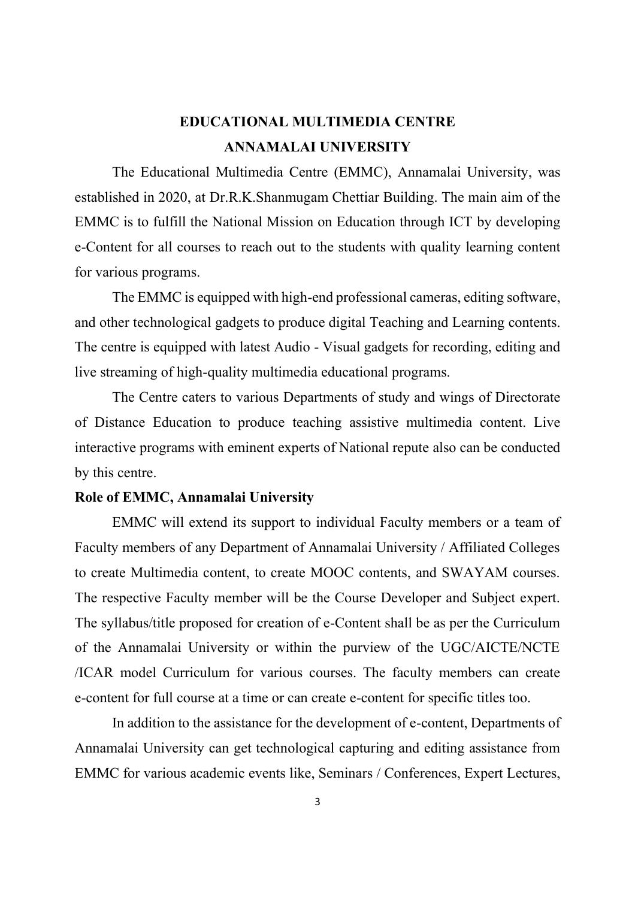# EDUCATIONAL MULTIMEDIA CENTRE
# ANNAMALAI UNIVERSITY

The Educational Multimedia Centre (EMMC), Annamalai University, was established in 2020, at Dr.R.K.Shanmugam Chettiar Building. The main aim of the EMMC is to fulfill the National Mission on Education through ICT by developing e-Content for all courses to reach out to the students with quality learning content for various programs.

The EMMC is equipped with high-end professional cameras, editing software, and other technological gadgets to produce digital Teaching and Learning contents. The centre is equipped with latest Audio - Visual gadgets for recording, editing and live streaming of high-quality multimedia educational programs.

The Centre caters to various Departments of study and wings of Directorate of Distance Education to produce teaching assistive multimedia content. Live interactive programs with eminent experts of National repute also can be conducted by this centre.

**Role of EMMC, Annamalai University**

EMMC will extend its support to individual Faculty members or a team of Faculty members of any Department of Annamalai University / Affiliated Colleges to create Multimedia content, to create MOOC contents, and SWAYAM courses. The respective Faculty member will be the Course Developer and Subject expert. The syllabus/title proposed for creation of e-Content shall be as per the Curriculum of the Annamalai University or within the purview of the UGC/AICTE/NCTE /ICAR model Curriculum for various courses. The faculty members can create e-content for full course at a time or can create e-content for specific titles too.

In addition to the assistance for the development of e-content, Departments of Annamalai University can get technological capturing and editing assistance from EMMC for various academic events like, Seminars / Conferences, Expert Lectures,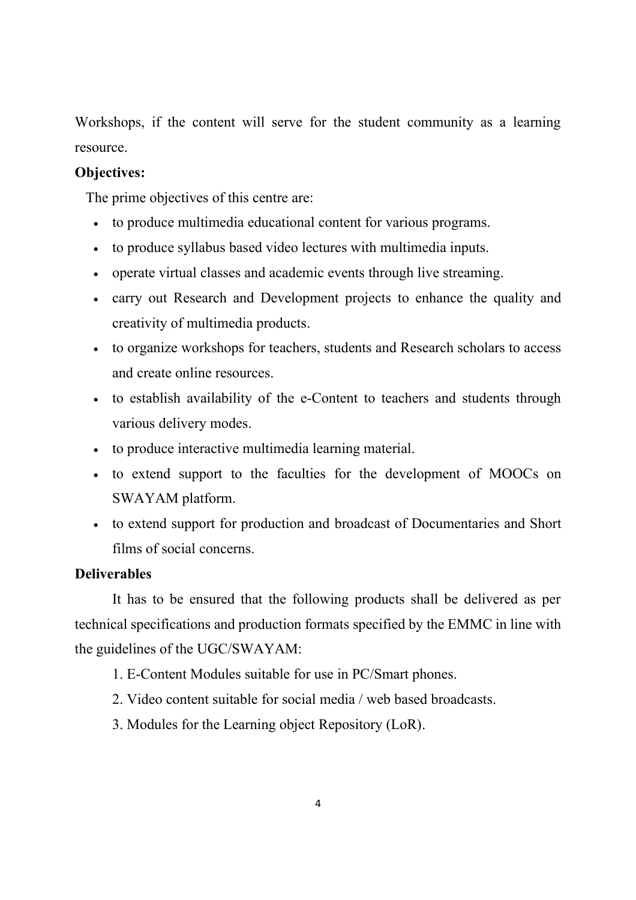Workshops, if the content will serve for the student community as a learning resource.

**Objectives:**

The prime objectives of this centre are:

- to produce multimedia educational content for various programs.
- to produce syllabus based video lectures with multimedia inputs.
- operate virtual classes and academic events through live streaming.
- carry out Research and Development projects to enhance the quality and creativity of multimedia products.
- to organize workshops for teachers, students and Research scholars to access and create online resources.
- to establish availability of the e-Content to teachers and students through various delivery modes.
- to produce interactive multimedia learning material.
- to extend support to the faculties for the development of MOOCs on SWAYAM platform.
- to extend support for production and broadcast of Documentaries and Short films of social concerns.

**Deliverables**

It has to be ensured that the following products shall be delivered as per technical specifications and production formats specified by the EMMC in line with the guidelines of the UGC/SWAYAM:

1. E-Content Modules suitable for use in PC/Smart phones.
2. Video content suitable for social media / web based broadcasts.
3. Modules for the Learning object Repository (LoR).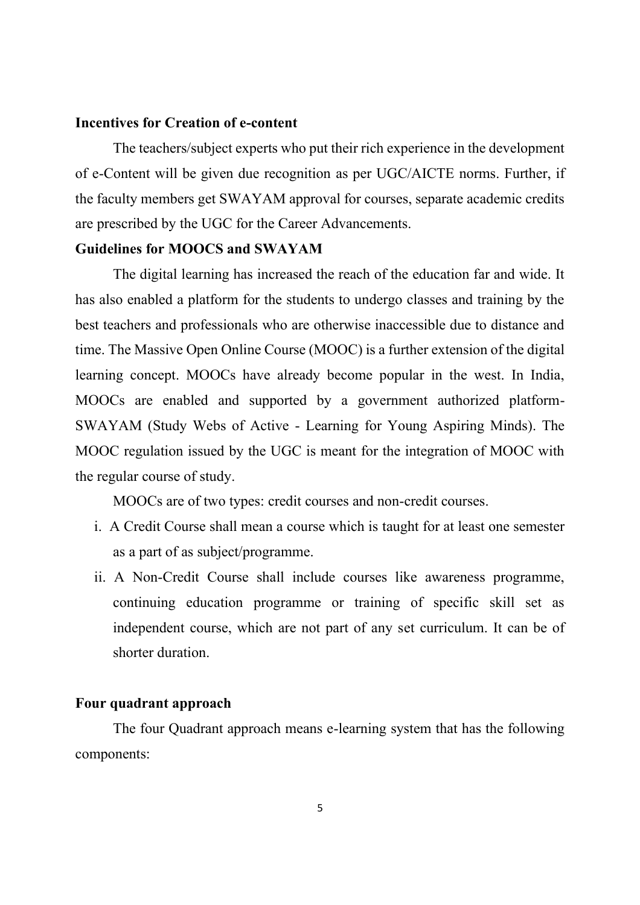**Incentives for Creation of e-content**

The teachers/subject experts who put their rich experience in the development of e-Content will be given due recognition as per UGC/AICTE norms. Further, if the faculty members get SWAYAM approval for courses, separate academic credits are prescribed by the UGC for the Career Advancements.

**Guidelines for MOOCS and SWAYAM**

The digital learning has increased the reach of the education far and wide. It has also enabled a platform for the students to undergo classes and training by the best teachers and professionals who are otherwise inaccessible due to distance and time. The Massive Open Online Course (MOOC) is a further extension of the digital learning concept. MOOCs have already become popular in the west. In India, MOOCs are enabled and supported by a government authorized platform- SWAYAM (Study Webs of Active - Learning for Young Aspiring Minds). The MOOC regulation issued by the UGC is meant for the integration of MOOC with the regular course of study.

MOOCs are of two types: credit courses and non-credit courses.

i. A Credit Course shall mean a course which is taught for at least one semester as a part of as subject/programme.

ii. A Non-Credit Course shall include courses like awareness programme, continuing education programme or training of specific skill set as independent course, which are not part of any set curriculum. It can be of shorter duration.

**Four quadrant approach**

The four Quadrant approach means e-learning system that has the following components: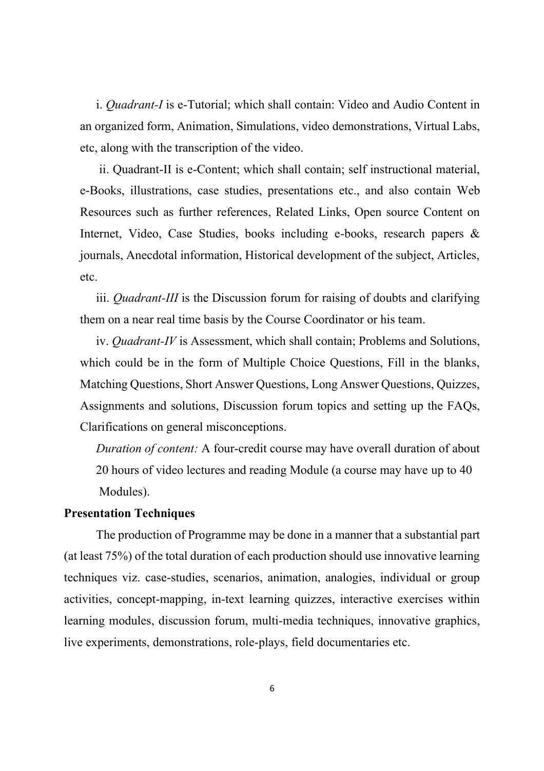i. *Quadrant-I* is e-Tutorial; which shall contain: Video and Audio Content in an organized form, Animation, Simulations, video demonstrations, Virtual Labs, etc, along with the transcription of the video.

ii. Quadrant-II is e-Content; which shall contain; self instructional material, e-Books, illustrations, case studies, presentations etc., and also contain Web Resources such as further references, Related Links, Open source Content on Internet, Video, Case Studies, books including e-books, research papers & journals, Anecdotal information, Historical development of the subject, Articles, etc.

iii. *Quadrant-III* is the Discussion forum for raising of doubts and clarifying them on a near real time basis by the Course Coordinator or his team.

iv. *Quadrant-IV* is Assessment, which shall contain; Problems and Solutions, which could be in the form of Multiple Choice Questions, Fill in the blanks, Matching Questions, Short Answer Questions, Long Answer Questions, Quizzes, Assignments and solutions, Discussion forum topics and setting up the FAQs, Clarifications on general misconceptions.

*Duration of content:* A four-credit course may have overall duration of about 20 hours of video lectures and reading Module (a course may have up to 40 Modules).

**Presentation Techniques**

The production of Programme may be done in a manner that a substantial part (at least 75%) of the total duration of each production should use innovative learning techniques viz. case-studies, scenarios, animation, analogies, individual or group activities, concept-mapping, in-text learning quizzes, interactive exercises within learning modules, discussion forum, multi-media techniques, innovative graphics, live experiments, demonstrations, role-plays, field documentaries etc.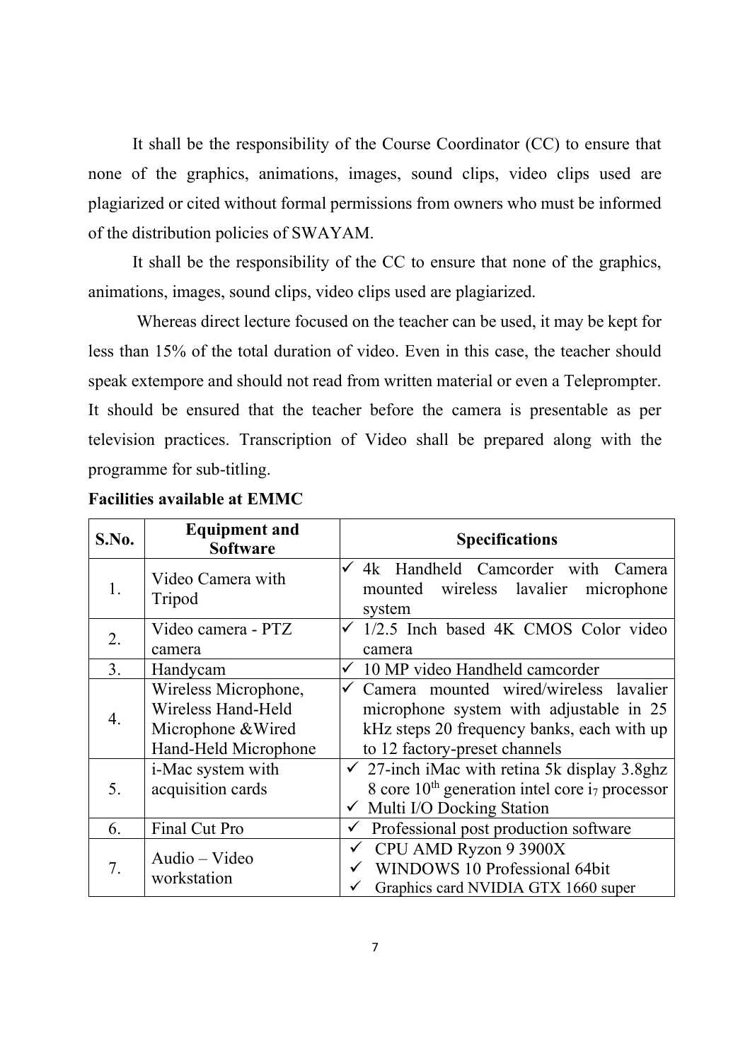It shall be the responsibility of the Course Coordinator (CC) to ensure that none of the graphics, animations, images, sound clips, video clips used are plagiarized or cited without formal permissions from owners who must be informed of the distribution policies of SWAYAM.

It shall be the responsibility of the CC to ensure that none of the graphics, animations, images, sound clips, video clips used are plagiarized.

Whereas direct lecture focused on the teacher can be used, it may be kept for less than 15% of the total duration of video. Even in this case, the teacher should speak extempore and should not read from written material or even a Teleprompter. It should be ensured that the teacher before the camera is presentable as per television practices. Transcription of Video shall be prepared along with the programme for sub-titling.

**Facilities available at EMMC**

| S.No. | Equipment and Software | Specifications |
|---|---|---|
| 1. | Video Camera with Tripod | ✓ 4k Handheld Camcorder with Camera mounted wireless lavalier microphone system |
| 2. | Video camera - PTZ camera | ✓ 1/2.5 Inch based 4K CMOS Color video camera |
| 3. | Handycam | ✓ 10 MP video Handheld camcorder |
| 4. | Wireless Microphone, Wireless Hand-Held Microphone &Wired Hand-Held Microphone | ✓ Camera mounted wired/wireless lavalier microphone system with adjustable in 25 kHz steps 20 frequency banks, each with up to 12 factory-preset channels |
| 5. | i-Mac system with acquisition cards | ✓ 27-inch iMac with retina 5k display 3.8ghz 8 core 10th generation intel core $i_7$ processor<br>✓ Multi I/O Docking Station |
| 6. | Final Cut Pro | ✓ Professional post production software |
| 7. | Audio – Video workstation | ✓ CPU AMD Ryzon 9 3900X<br>✓ WINDOWS 10 Professional 64bit<br>✓ Graphics card NVIDIA GTX 1660 super |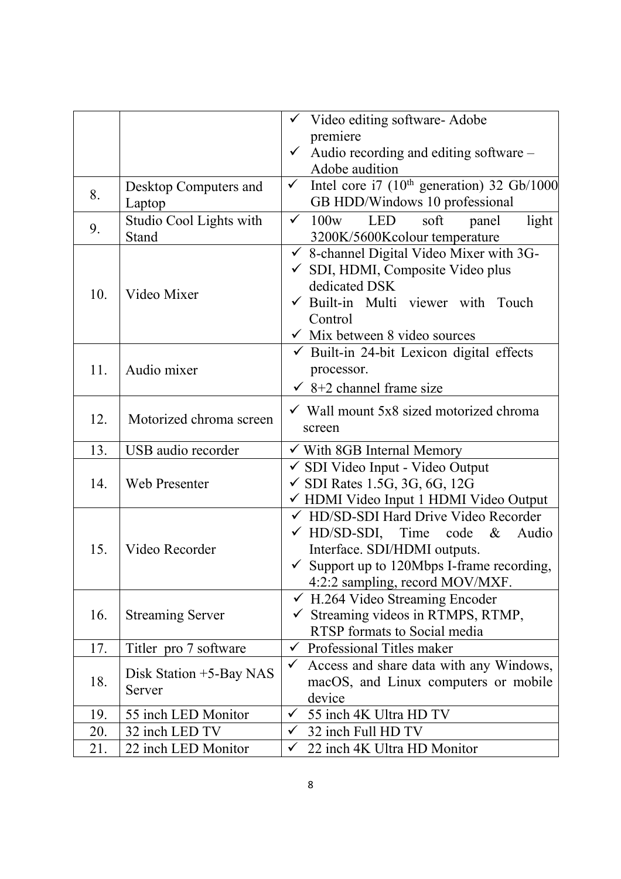| | | |
|---|---|---|
| | | ✓ Video editing software- Adobe premiere<br>✓ Audio recording and editing software – Adobe audition |
| 8. | Desktop Computers and Laptop | ✓ Intel core i7 (10th generation) 32 Gb/1000 GB HDD/Windows 10 professional |
| 9. | Studio Cool Lights with Stand | ✓ 100w LED soft panel light 3200K/5600Kcolour temperature |
| 10. | Video Mixer | ✓ 8-channel Digital Video Mixer with 3G-<br>✓ SDI, HDMI, Composite Video plus dedicated DSK<br>✓ Built-in Multi viewer with Touch Control<br>✓ Mix between 8 video sources |
| 11. | Audio mixer | ✓ Built-in 24-bit Lexicon digital effects processor.<br>✓ 8+2 channel frame size |
| 12. | Motorized chroma screen | ✓ Wall mount 5x8 sized motorized chroma screen |
| 13. | USB audio recorder | ✓ With 8GB Internal Memory |
| 14. | Web Presenter | ✓ SDI Video Input - Video Output<br>✓ SDI Rates 1.5G, 3G, 6G, 12G<br>✓ HDMI Video Input 1 HDMI Video Output |
| 15. | Video Recorder | ✓ HD/SD-SDI Hard Drive Video Recorder<br>✓ HD/SD-SDI, Time code & Audio Interface. SDI/HDMI outputs.<br>✓ Support up to 120Mbps I-frame recording, 4:2:2 sampling, record MOV/MXF. |
| 16. | Streaming Server | ✓ H.264 Video Streaming Encoder<br>✓ Streaming videos in RTMPS, RTMP, RTSP formats to Social media |
| 17. | Titler pro 7 software | ✓ Professional Titles maker |
| 18. | Disk Station +5-Bay NAS Server | ✓ Access and share data with any Windows, macOS, and Linux computers or mobile device |
| 19. | 55 inch LED Monitor | ✓ 55 inch 4K Ultra HD TV |
| 20. | 32 inch LED TV | ✓ 32 inch Full HD TV |
| 21. | 22 inch LED Monitor | ✓ 22 inch 4K Ultra HD Monitor |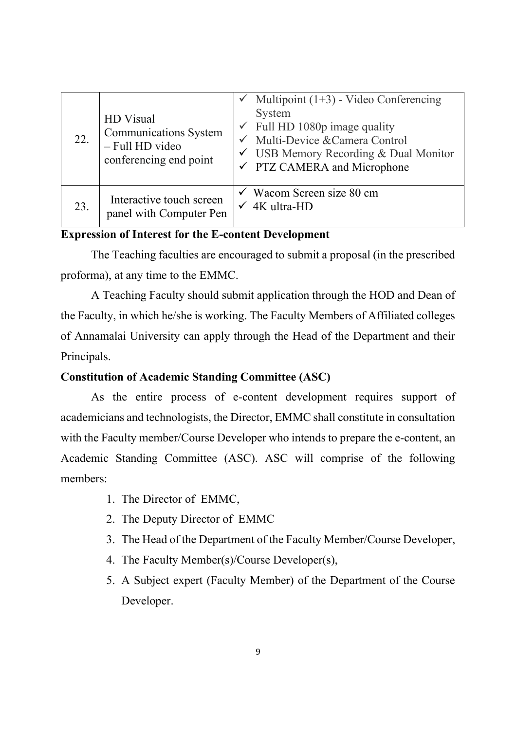| | | |
|---|---|---|
| 22. | HD Visual Communications System – Full HD video conferencing end point | ✓ Multipoint (1+3) - Video Conferencing System<br>✓ Full HD 1080p image quality<br>✓ Multi-Device &Camera Control<br>✓ USB Memory Recording & Dual Monitor<br>✓ PTZ CAMERA and Microphone |
| 23. | Interactive touch screen panel with Computer Pen | ✓ Wacom Screen size 80 cm<br>✓ 4K ultra-HD |

**Expression of Interest for the E-content Development**

The Teaching faculties are encouraged to submit a proposal (in the prescribed proforma), at any time to the EMMC.

A Teaching Faculty should submit application through the HOD and Dean of the Faculty, in which he/she is working. The Faculty Members of Affiliated colleges of Annamalai University can apply through the Head of the Department and their Principals.

**Constitution of Academic Standing Committee (ASC)**

As the entire process of e-content development requires support of academicians and technologists, the Director, EMMC shall constitute in consultation with the Faculty member/Course Developer who intends to prepare the e-content, an Academic Standing Committee (ASC). ASC will comprise of the following members:

1. The Director of EMMC,
2. The Deputy Director of EMMC
3. The Head of the Department of the Faculty Member/Course Developer,
4. The Faculty Member(s)/Course Developer(s),
5. A Subject expert (Faculty Member) of the Department of the Course Developer.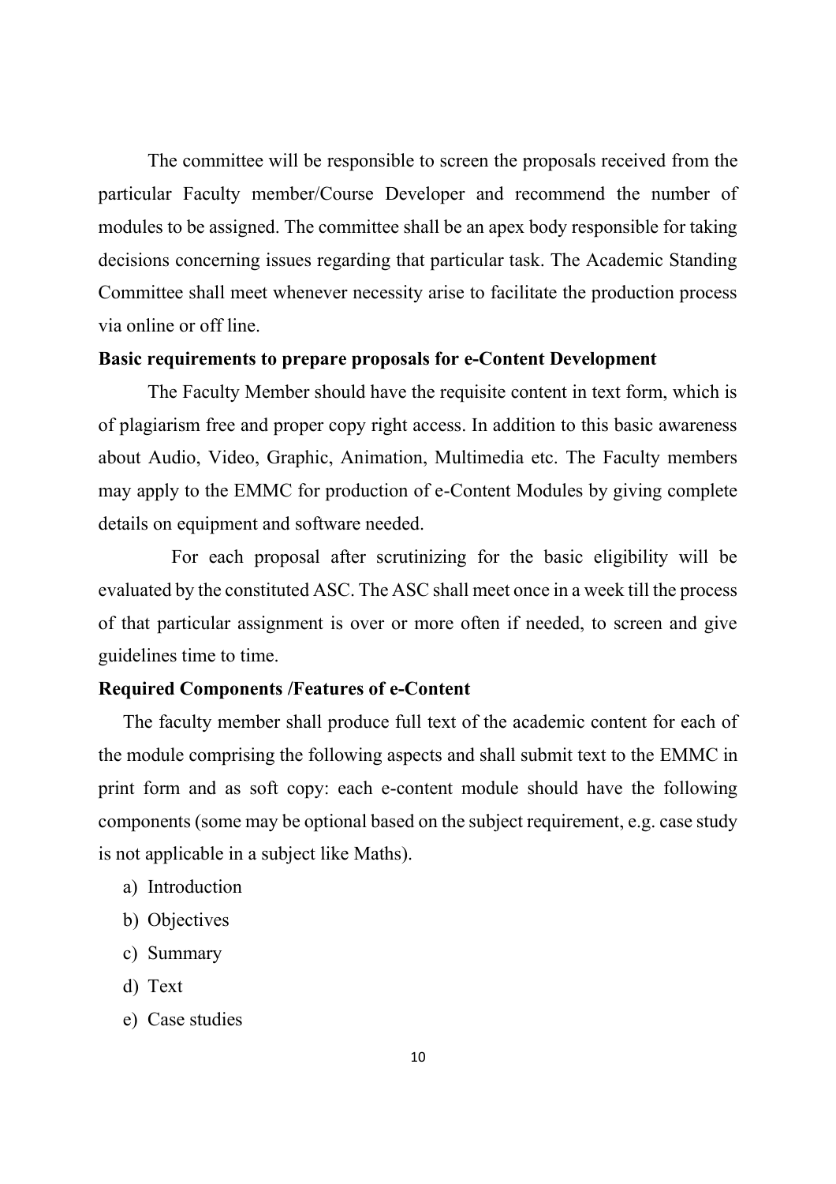The committee will be responsible to screen the proposals received from the particular Faculty member/Course Developer and recommend the number of modules to be assigned. The committee shall be an apex body responsible for taking decisions concerning issues regarding that particular task. The Academic Standing Committee shall meet whenever necessity arise to facilitate the production process via online or off line.

**Basic requirements to prepare proposals for e-Content Development**

The Faculty Member should have the requisite content in text form, which is of plagiarism free and proper copy right access. In addition to this basic awareness about Audio, Video, Graphic, Animation, Multimedia etc. The Faculty members may apply to the EMMC for production of e-Content Modules by giving complete details on equipment and software needed.

For each proposal after scrutinizing for the basic eligibility will be evaluated by the constituted ASC. The ASC shall meet once in a week till the process of that particular assignment is over or more often if needed, to screen and give guidelines time to time.

**Required Components /Features of e-Content**

The faculty member shall produce full text of the academic content for each of the module comprising the following aspects and shall submit text to the EMMC in print form and as soft copy: each e-content module should have the following components (some may be optional based on the subject requirement, e.g. case study is not applicable in a subject like Maths).

a) Introduction
b) Objectives
c) Summary
d) Text
e) Case studies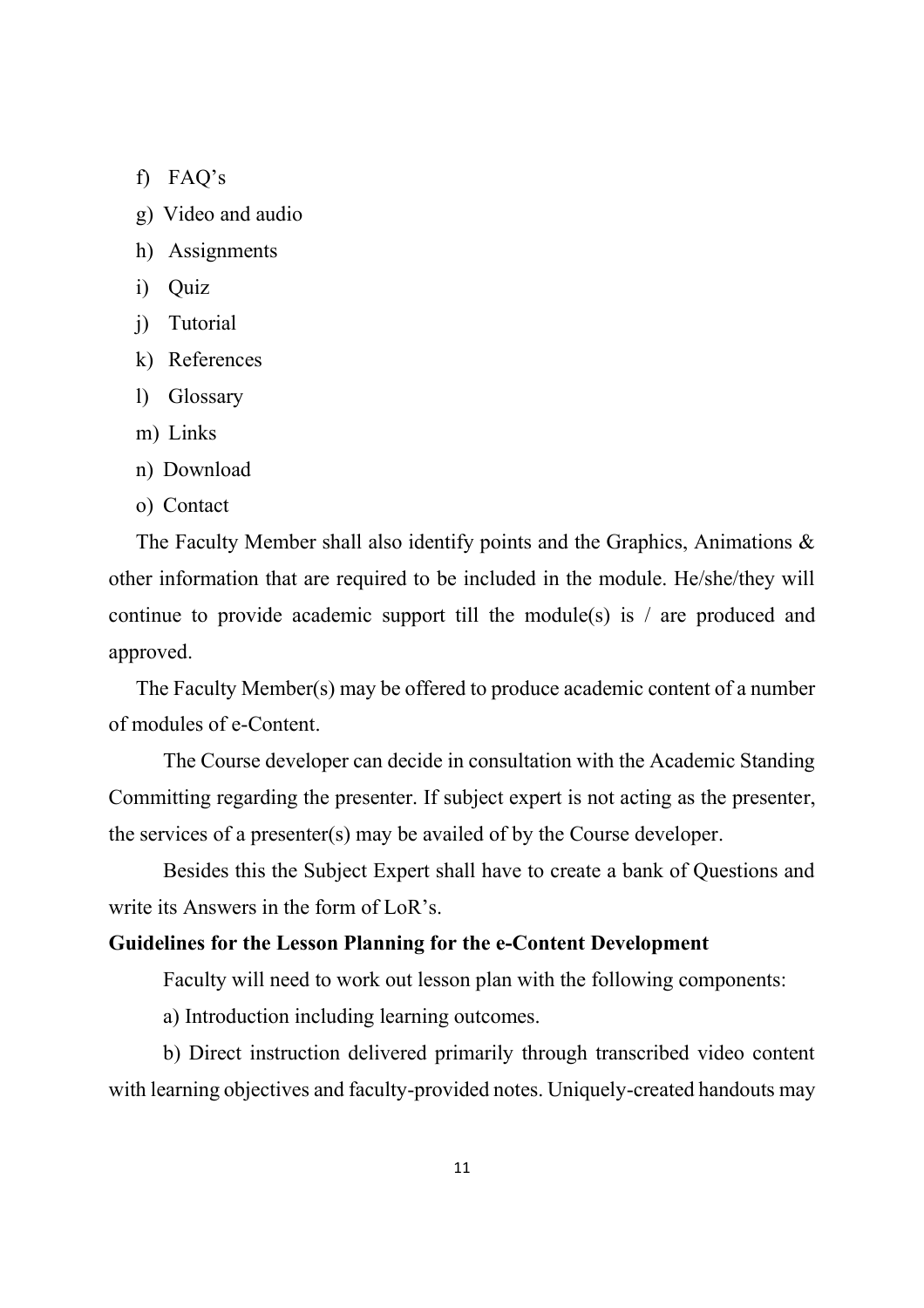f) FAQ's

g) Video and audio

h) Assignments

i) Quiz

j) Tutorial

k) References

l) Glossary

m) Links

n) Download

o) Contact

The Faculty Member shall also identify points and the Graphics, Animations & other information that are required to be included in the module. He/she/they will continue to provide academic support till the module(s) is / are produced and approved.

The Faculty Member(s) may be offered to produce academic content of a number of modules of e-Content.

The Course developer can decide in consultation with the Academic Standing Committing regarding the presenter. If subject expert is not acting as the presenter, the services of a presenter(s) may be availed of by the Course developer.

Besides this the Subject Expert shall have to create a bank of Questions and write its Answers in the form of LoR's.

**Guidelines for the Lesson Planning for the e-Content Development**

Faculty will need to work out lesson plan with the following components:

a) Introduction including learning outcomes.

b) Direct instruction delivered primarily through transcribed video content with learning objectives and faculty-provided notes. Uniquely-created handouts may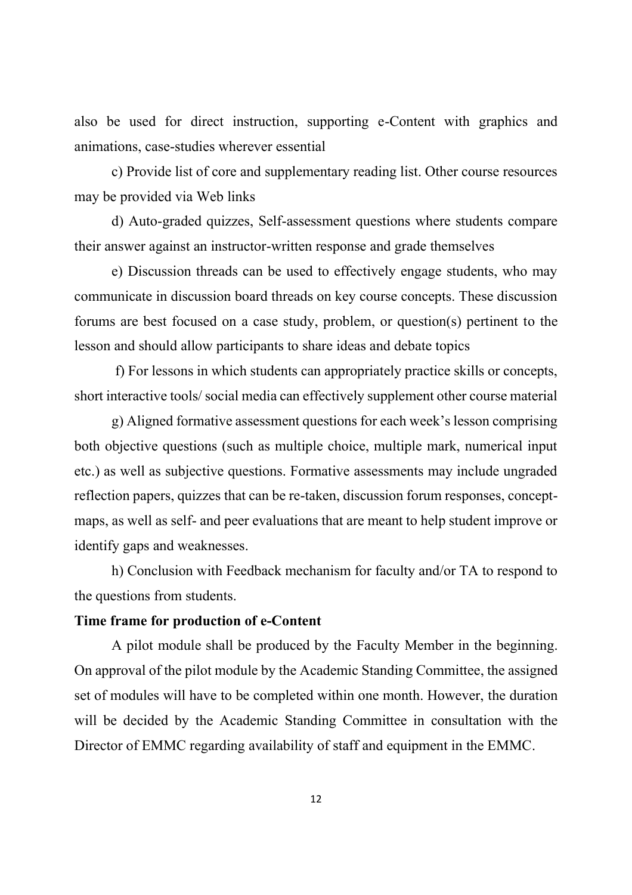also be used for direct instruction, supporting e-Content with graphics and animations, case-studies wherever essential

c) Provide list of core and supplementary reading list. Other course resources may be provided via Web links

d) Auto-graded quizzes, Self-assessment questions where students compare their answer against an instructor-written response and grade themselves

e) Discussion threads can be used to effectively engage students, who may communicate in discussion board threads on key course concepts. These discussion forums are best focused on a case study, problem, or question(s) pertinent to the lesson and should allow participants to share ideas and debate topics

f) For lessons in which students can appropriately practice skills or concepts, short interactive tools/ social media can effectively supplement other course material

g) Aligned formative assessment questions for each week's lesson comprising both objective questions (such as multiple choice, multiple mark, numerical input etc.) as well as subjective questions. Formative assessments may include ungraded reflection papers, quizzes that can be re-taken, discussion forum responses, concept-maps, as well as self- and peer evaluations that are meant to help student improve or identify gaps and weaknesses.

h) Conclusion with Feedback mechanism for faculty and/or TA to respond to the questions from students.

**Time frame for production of e-Content**

A pilot module shall be produced by the Faculty Member in the beginning. On approval of the pilot module by the Academic Standing Committee, the assigned set of modules will have to be completed within one month. However, the duration will be decided by the Academic Standing Committee in consultation with the Director of EMMC regarding availability of staff and equipment in the EMMC.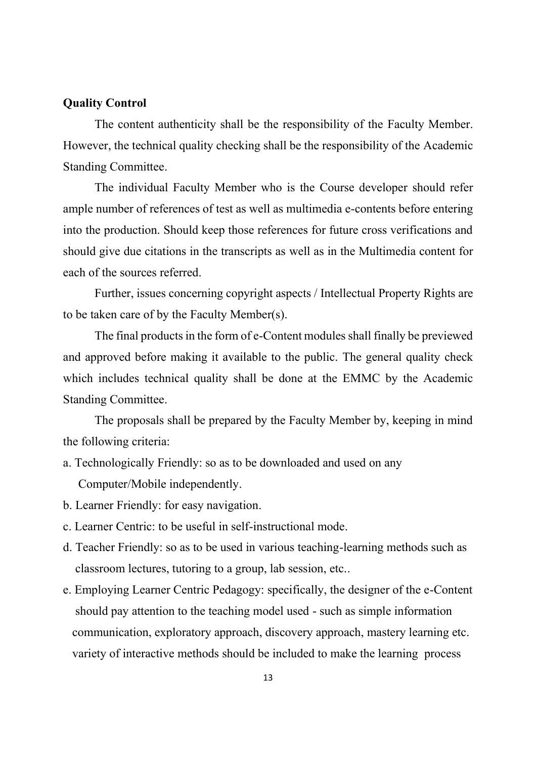**Quality Control**

The content authenticity shall be the responsibility of the Faculty Member. However, the technical quality checking shall be the responsibility of the Academic Standing Committee.

The individual Faculty Member who is the Course developer should refer ample number of references of test as well as multimedia e-contents before entering into the production. Should keep those references for future cross verifications and should give due citations in the transcripts as well as in the Multimedia content for each of the sources referred.

Further, issues concerning copyright aspects / Intellectual Property Rights are to be taken care of by the Faculty Member(s).

The final products in the form of e-Content modules shall finally be previewed and approved before making it available to the public. The general quality check which includes technical quality shall be done at the EMMC by the Academic Standing Committee.

The proposals shall be prepared by the Faculty Member by, keeping in mind the following criteria:

a. Technologically Friendly: so as to be downloaded and used on any Computer/Mobile independently.
b. Learner Friendly: for easy navigation.
c. Learner Centric: to be useful in self-instructional mode.
d. Teacher Friendly: so as to be used in various teaching-learning methods such as classroom lectures, tutoring to a group, lab session, etc..
e. Employing Learner Centric Pedagogy: specifically, the designer of the e-Content should pay attention to the teaching model used - such as simple information communication, exploratory approach, discovery approach, mastery learning etc. variety of interactive methods should be included to make the learning process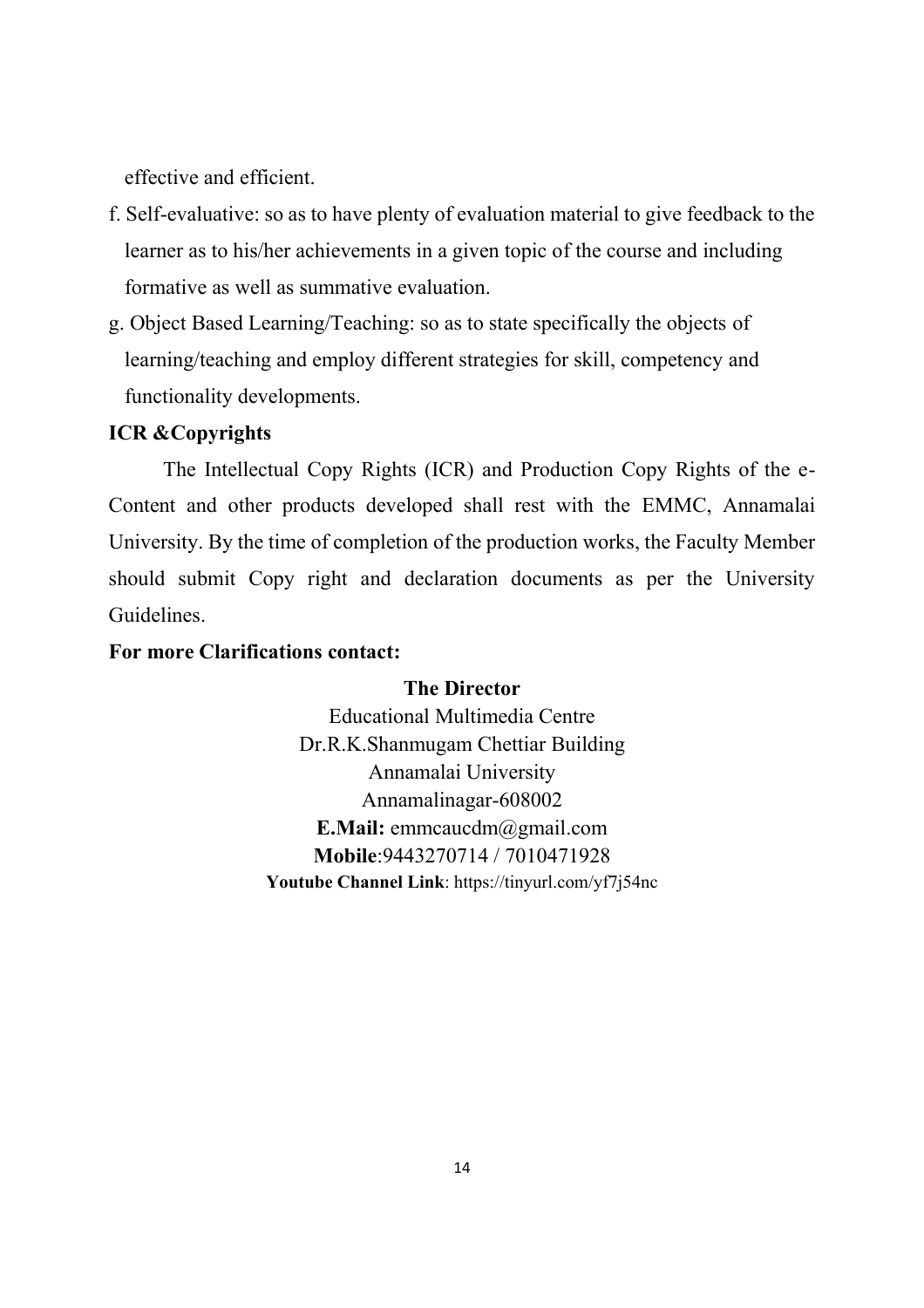effective and efficient.

f. Self-evaluative: so as to have plenty of evaluation material to give feedback to the learner as to his/her achievements in a given topic of the course and including formative as well as summative evaluation.

g. Object Based Learning/Teaching: so as to state specifically the objects of learning/teaching and employ different strategies for skill, competency and functionality developments.

**ICR &Copyrights**

The Intellectual Copy Rights (ICR) and Production Copy Rights of the e-Content and other products developed shall rest with the EMMC, Annamalai University. By the time of completion of the production works, the Faculty Member should submit Copy right and declaration documents as per the University Guidelines.

**For more Clarifications contact:**

**The Director**
Educational Multimedia Centre
Dr.R.K.Shanmugam Chettiar Building
Annamalai University
Annamalinagar-608002
**E.Mail:** emmcaucdm@gmail.com
**Mobile**:9443270714 / 7010471928
**Youtube Channel Link**: https://tinyurl.com/yf7j54nc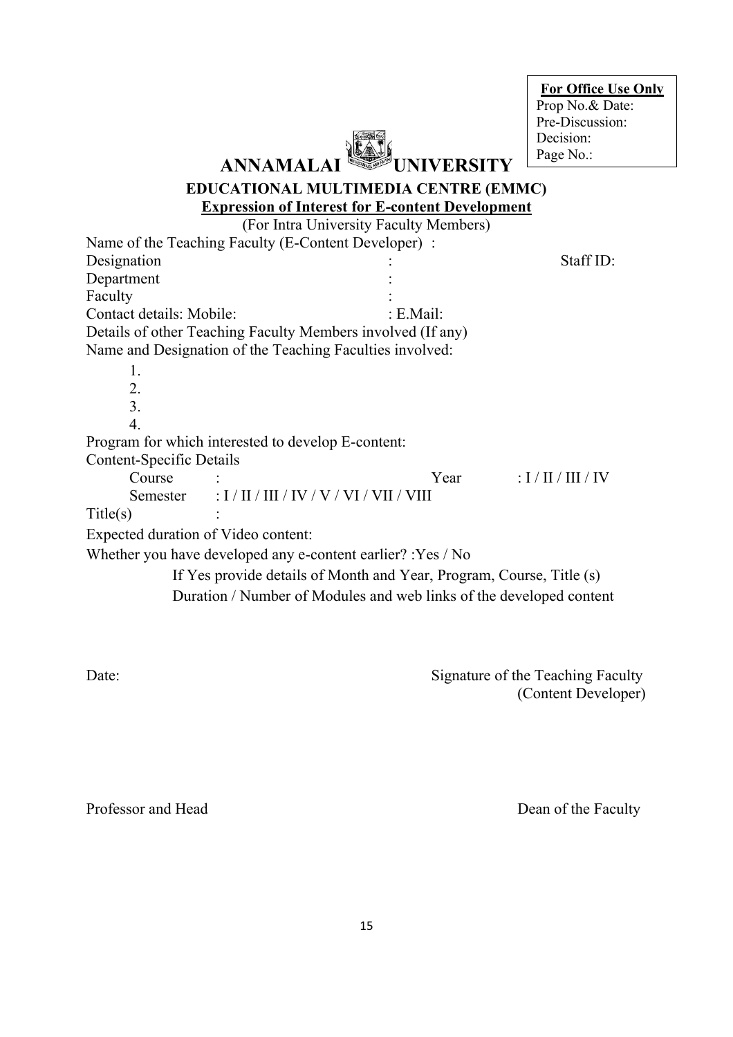**For Office Use Only**
Prop No.& Date:
Pre-Discussion:
Decision:
Page No.:

# ANNAMALAI UNIVERSITY

## EDUCATIONAL MULTIMEDIA CENTRE (EMMC)

**Expression of Interest for E-content Development**

(For Intra University Faculty Members)

Name of the Teaching Faculty (E-Content Developer) :

Designation : Staff ID:

Department :

Faculty :

Contact details: Mobile: : E.Mail:

Details of other Teaching Faculty Members involved (If any)

Name and Designation of the Teaching Faculties involved:

1.
2.
3.
4.

Program for which interested to develop E-content:

Content-Specific Details

Course : Year : I / II / III / IV

Semester : I / II / III / IV / V / VI / VII / VIII

Title(s) :

Expected duration of Video content:

Whether you have developed any e-content earlier? :Yes / No

If Yes provide details of Month and Year, Program, Course, Title (s) Duration / Number of Modules and web links of the developed content

Date: Signature of the Teaching Faculty (Content Developer)

Professor and Head Dean of the Faculty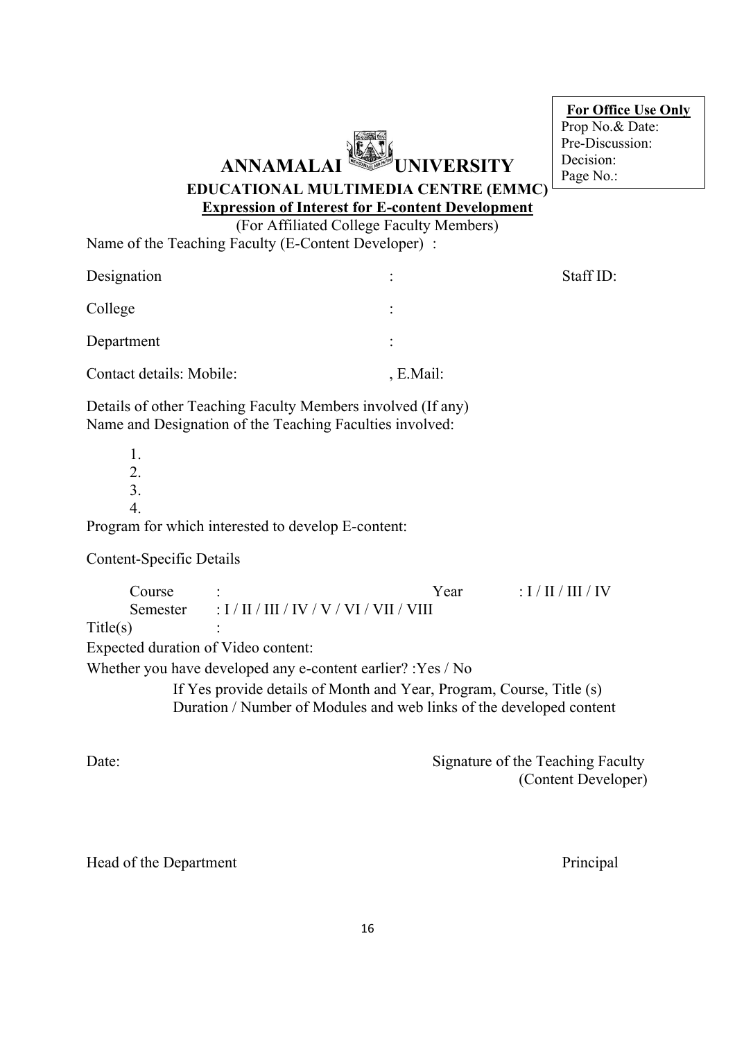**For Office Use Only**
Prop No.& Date:
Pre-Discussion:
Decision:
Page No.:

# ANNAMALAI UNIVERSITY

## EDUCATIONAL MULTIMEDIA CENTRE (EMMC)

**Expression of Interest for E-content Development**

(For Affiliated College Faculty Members)

Name of the Teaching Faculty (E-Content Developer) :

Designation : Staff ID:

College :

Department :

Contact details: Mobile: , E.Mail:

Details of other Teaching Faculty Members involved (If any)
Name and Designation of the Teaching Faculties involved:

1.
2.
3.
4.

Program for which interested to develop E-content:

Content-Specific Details

Course : Year : I / II / III / IV
Semester : I / II / III / IV / V / VI / VII / VIII
Title(s) :

Expected duration of Video content:

Whether you have developed any e-content earlier? :Yes / No

If Yes provide details of Month and Year, Program, Course, Title (s) Duration / Number of Modules and web links of the developed content

Date: Signature of the Teaching Faculty (Content Developer)

Head of the Department Principal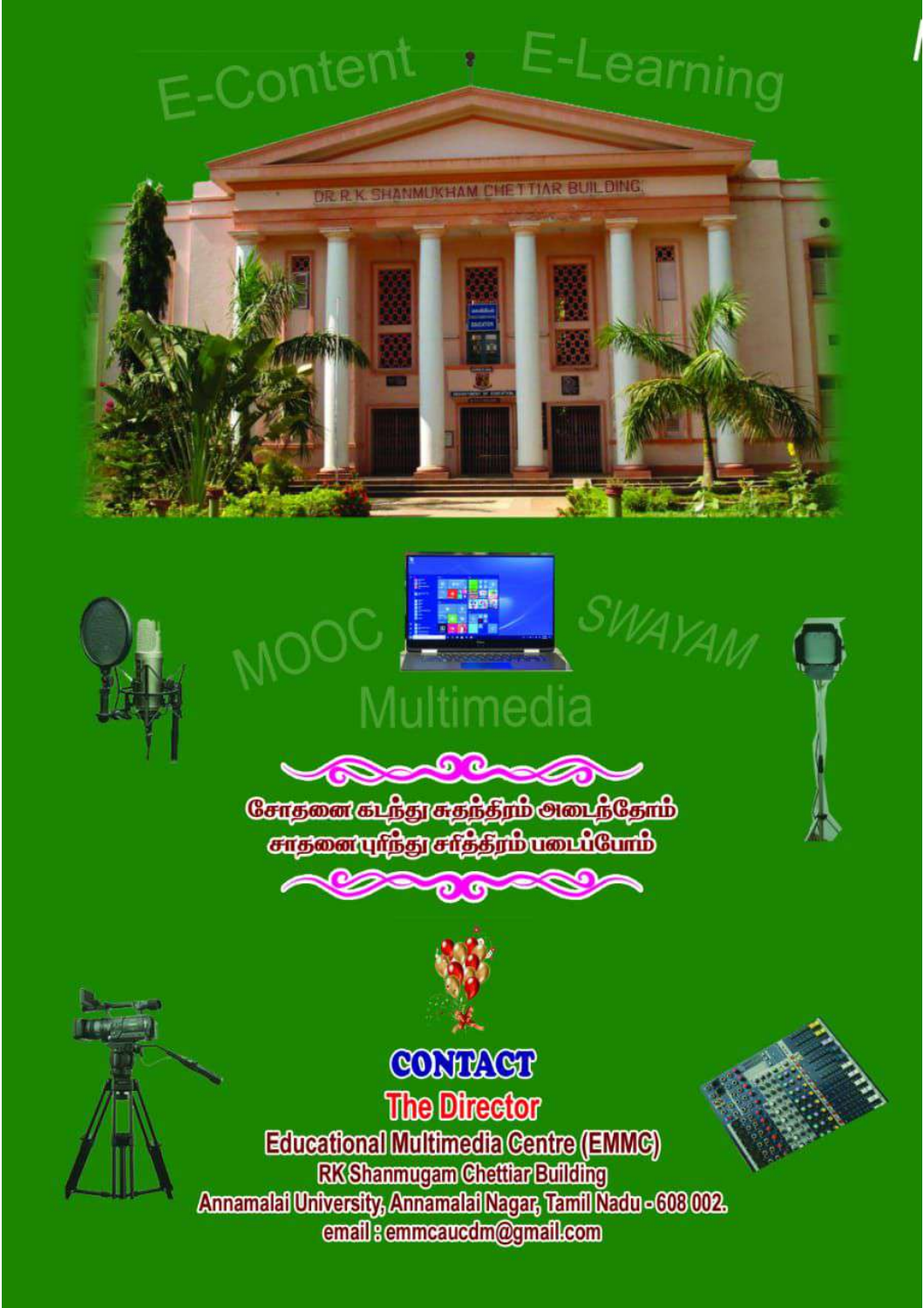E-Content E-Learning

MOOC SWAYAM

Multimedia

சோதனை கடந்து சுதந்திரம் அடைந்தோம்
சாதனை புரிந்து சரித்திரம் படைப்போம்

**CONTACT**

**The Director**

**Educational Multimedia Centre (EMMC)**

RK Shanmugam Chettiar Building

Annamalai University, Annamalai Nagar, Tamil Nadu - 608 002.

email : emmcaucdm@gmail.com